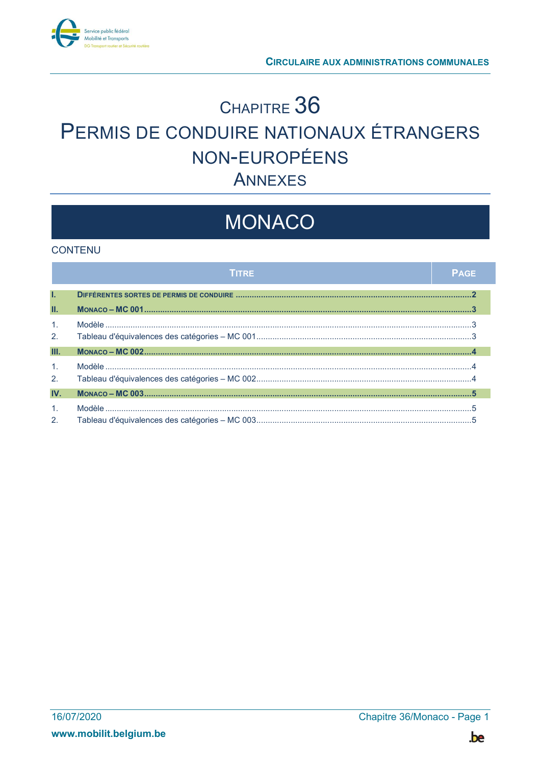# CHAPITRE 36

# PERMIS DE CONDUIRE NATIONAUX ÉTRANGERS NON-EUROPÉENS

## ANNEXES

# MONACO

CONTENU

| | TITRE | PAGE |
|---|---|---|
| **I.** | **DIFFÉRENTES SORTES DE PERMIS DE CONDUIRE** | **2** |
| **II.** | **MONACO – MC 001** | **3** |
| 1. | Modèle | 3 |
| 2. | Tableau d'équivalences des catégories – MC 001 | 3 |
| **III.** | **MONACO – MC 002** | **4** |
| 1. | Modèle | 4 |
| 2. | Tableau d'équivalences des catégories – MC 002 | 4 |
| **IV.** | **MONACO – MC 003** | **5** |
| 1. | Modèle | 5 |
| 2. | Tableau d'équivalences des catégories – MC 003 | 5 |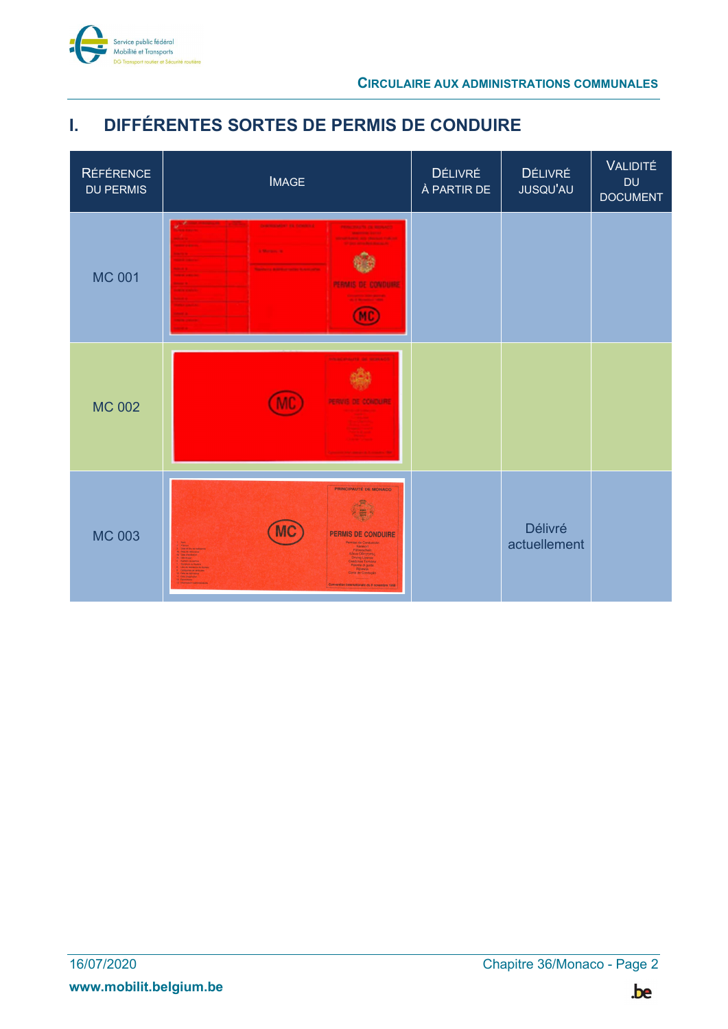# I. DIFFÉRENTES SORTES DE PERMIS DE CONDUIRE

| RÉFÉRENCE DU PERMIS | IMAGE | DÉLIVRÉ À PARTIR DE | DÉLIVRÉ JUSQU'AU | VALIDITÉ DU DOCUMENT |
|---|---|---|---|---|
| MC 001 | | | | |
| MC 002 | | | | |
| MC 003 | | | Délivré actuellement | |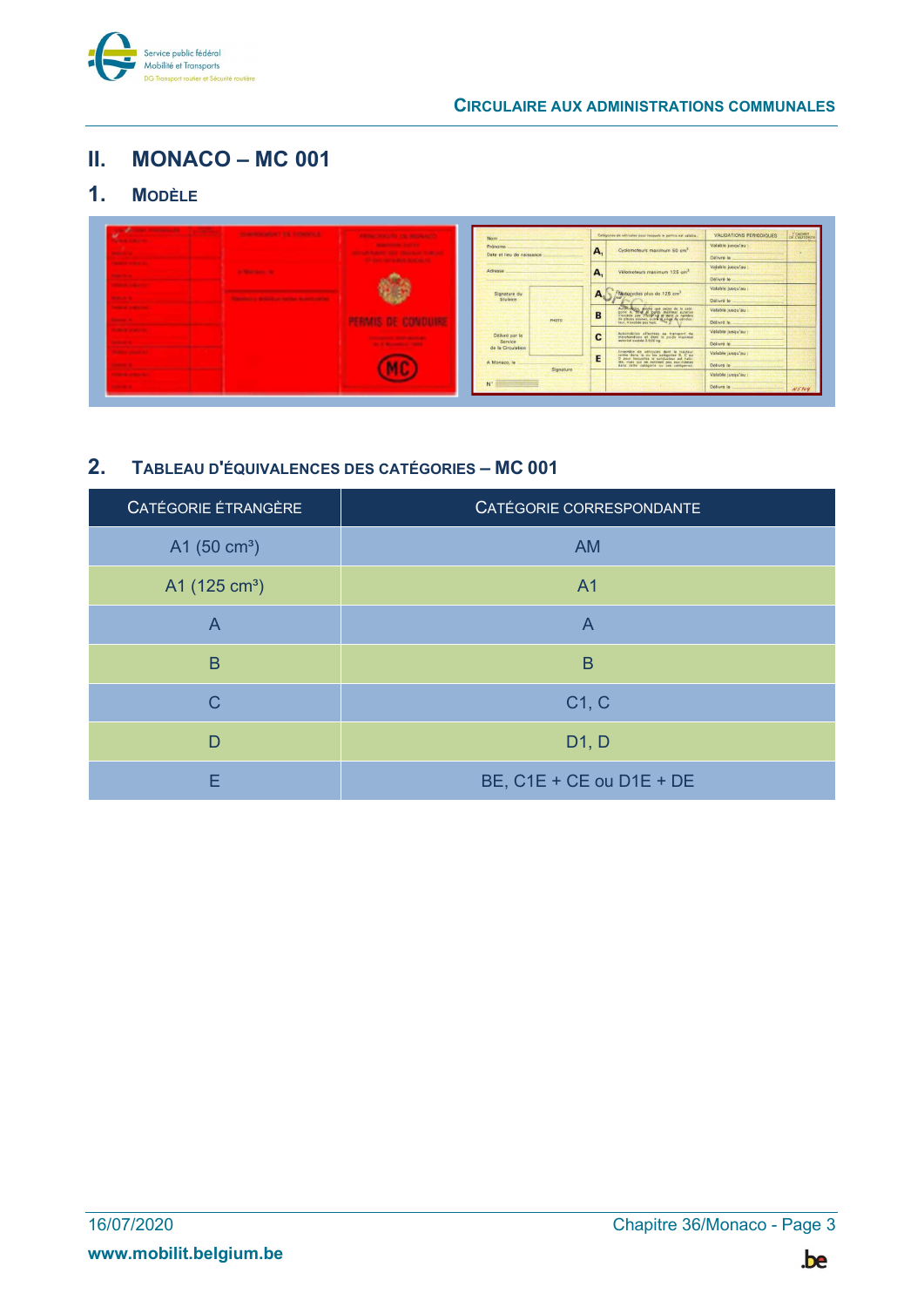## II. MONACO – MC 001

### 1. Modèle

### 2. Tableau d'équivalences des catégories – MC 001

| Catégorie étrangère | Catégorie correspondante |
|---|---|
| A1 (50 cm³) | AM |
| A1 (125 cm³) | A1 |
| A | A |
| B | B |
| C | C1, C |
| D | D1, D |
| E | BE, C1E + CE ou D1E + DE |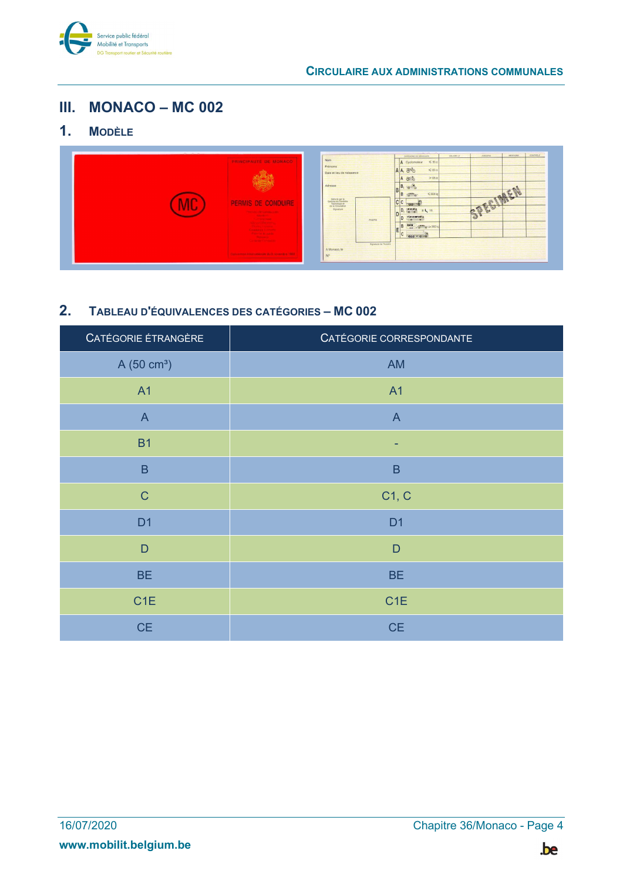# III. MONACO – MC 002

## 1. Modèle

## 2. Tableau d'équivalences des catégories – MC 002

| Catégorie étrangère | Catégorie correspondante |
| --- | --- |
| A (50 cm³) | AM |
| A1 | A1 |
| A | A |
| B1 | - |
| B | B |
| C | C1, C |
| D1 | D1 |
| D | D |
| BE | BE |
| C1E | C1E |
| CE | CE |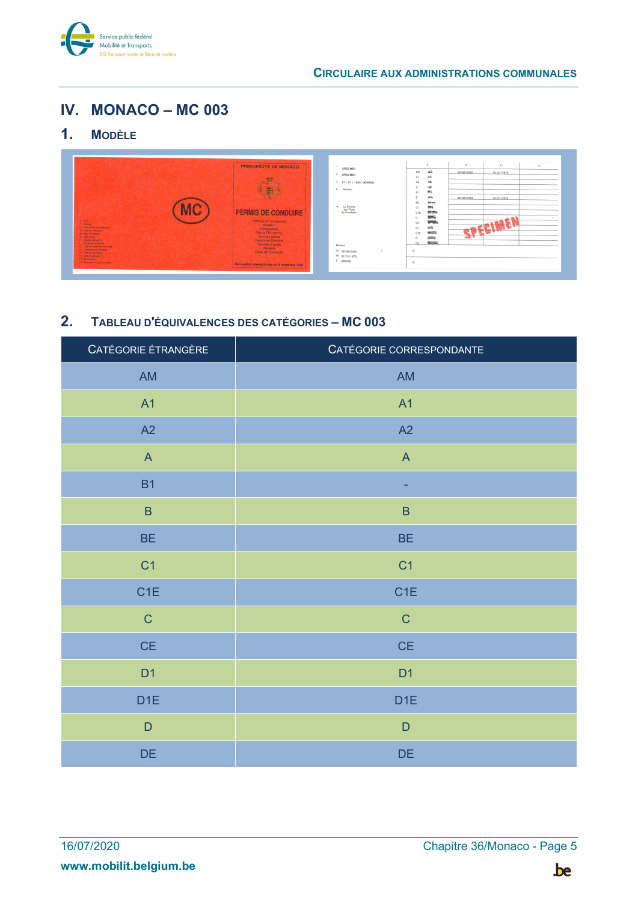# IV. MONACO – MC 003

## 1. Modèle

## 2. Tableau d'équivalences des catégories – MC 003

| Catégorie étrangère | Catégorie correspondante |
|---|---|
| AM | AM |
| A1 | A1 |
| A2 | A2 |
| A | A |
| B1 | - |
| B | B |
| BE | BE |
| C1 | C1 |
| C1E | C1E |
| C | C |
| CE | CE |
| D1 | D1 |
| D1E | D1E |
| D | D |
| DE | DE |